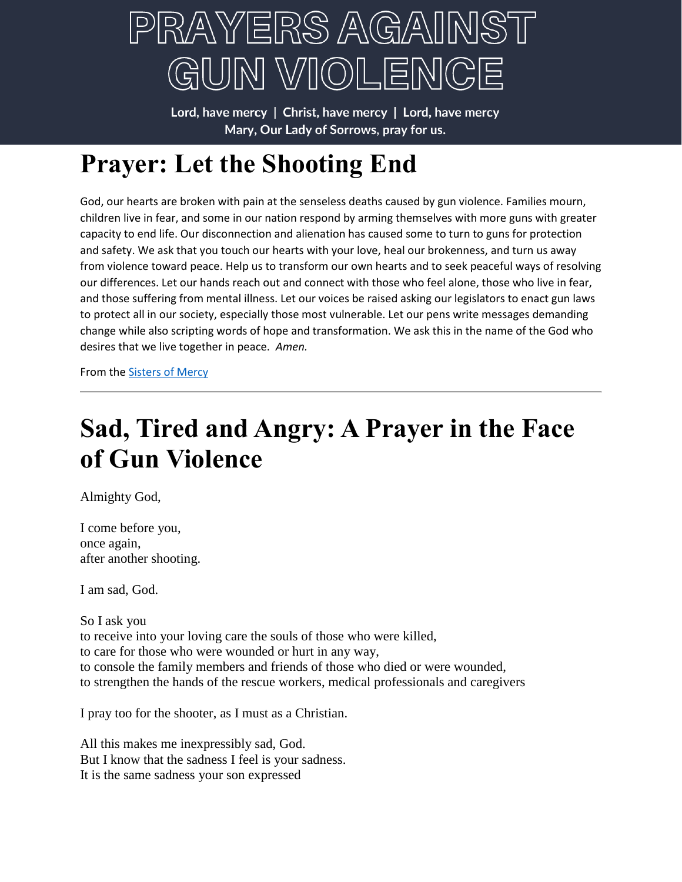# PRAYERS AGAINST GUN VIOLENCE

**Lord, have mercy | Christ, have mercy | Lord, have mercy**
**Mary, Our Lady of Sorrows, pray for us.**

## Prayer: Let the Shooting End

God, our hearts are broken with pain at the senseless deaths caused by gun violence. Families mourn, children live in fear, and some in our nation respond by arming themselves with more guns with greater capacity to end life. Our disconnection and alienation has caused some to turn to guns for protection and safety. We ask that you touch our hearts with your love, heal our brokenness, and turn us away from violence toward peace. Help us to transform our own hearts and to seek peaceful ways of resolving our differences. Let our hands reach out and connect with those who feel alone, those who live in fear, and those suffering from mental illness. Let our voices be raised asking our legislators to enact gun laws to protect all in our society, especially those most vulnerable. Let our pens write messages demanding change while also scripting words of hope and transformation. We ask this in the name of the God who desires that we live together in peace. *Amen.*

From the Sisters of Mercy

---

## Sad, Tired and Angry: A Prayer in the Face of Gun Violence

Almighty God,

I come before you,
once again,
after another shooting.

I am sad, God.

So I ask you
to receive into your loving care the souls of those who were killed,
to care for those who were wounded or hurt in any way,
to console the family members and friends of those who died or were wounded,
to strengthen the hands of the rescue workers, medical professionals and caregivers

I pray too for the shooter, as I must as a Christian.

All this makes me inexpressibly sad, God.
But I know that the sadness I feel is your sadness.
It is the same sadness your son expressed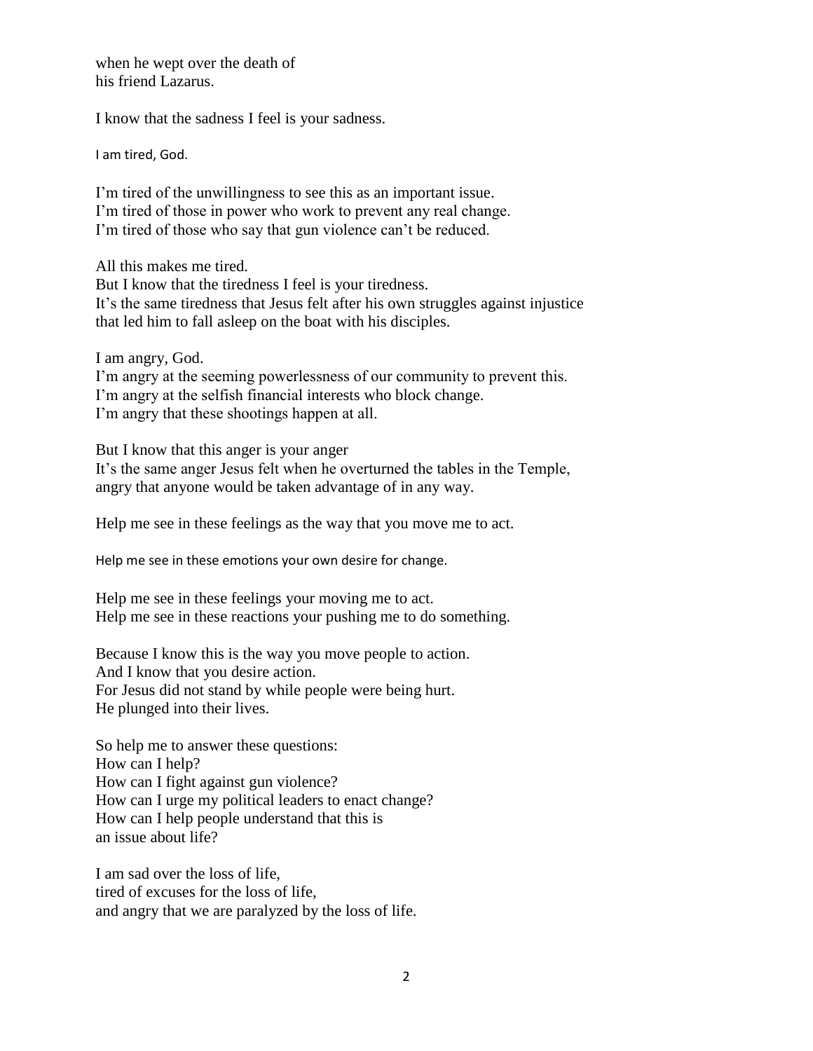when he wept over the death of
his friend Lazarus.

I know that the sadness I feel is your sadness.

I am tired, God.

I'm tired of the unwillingness to see this as an important issue.
I'm tired of those in power who work to prevent any real change.
I'm tired of those who say that gun violence can't be reduced.

All this makes me tired.
But I know that the tiredness I feel is your tiredness.
It's the same tiredness that Jesus felt after his own struggles against injustice
that led him to fall asleep on the boat with his disciples.

I am angry, God.
I'm angry at the seeming powerlessness of our community to prevent this.
I'm angry at the selfish financial interests who block change.
I'm angry that these shootings happen at all.

But I know that this anger is your anger
It's the same anger Jesus felt when he overturned the tables in the Temple,
angry that anyone would be taken advantage of in any way.

Help me see in these feelings as the way that you move me to act.

Help me see in these emotions your own desire for change.

Help me see in these feelings your moving me to act.
Help me see in these reactions your pushing me to do something.

Because I know this is the way you move people to action.
And I know that you desire action.
For Jesus did not stand by while people were being hurt.
He plunged into their lives.

So help me to answer these questions:
How can I help?
How can I fight against gun violence?
How can I urge my political leaders to enact change?
How can I help people understand that this is
an issue about life?

I am sad over the loss of life,
tired of excuses for the loss of life,
and angry that we are paralyzed by the loss of life.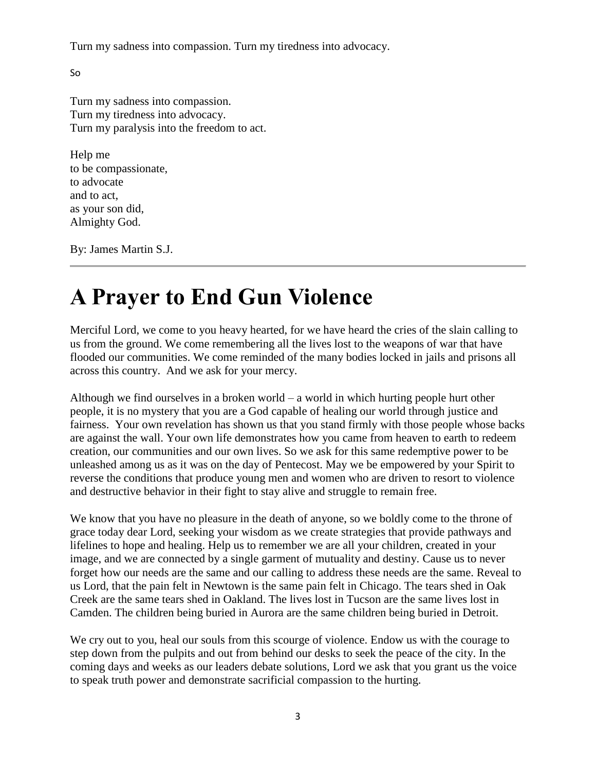Turn my sadness into compassion. Turn my tiredness into advocacy.

So

Turn my sadness into compassion.  
Turn my tiredness into advocacy.  
Turn my paralysis into the freedom to act.

Help me  
to be compassionate,  
to advocate  
and to act,  
as your son did,  
Almighty God.

By: James Martin S.J.

---

# A Prayer to End Gun Violence

Merciful Lord, we come to you heavy hearted, for we have heard the cries of the slain calling to us from the ground. We come remembering all the lives lost to the weapons of war that have flooded our communities. We come reminded of the many bodies locked in jails and prisons all across this country. And we ask for your mercy.

Although we find ourselves in a broken world – a world in which hurting people hurt other people, it is no mystery that you are a God capable of healing our world through justice and fairness. Your own revelation has shown us that you stand firmly with those people whose backs are against the wall. Your own life demonstrates how you came from heaven to earth to redeem creation, our communities and our own lives. So we ask for this same redemptive power to be unleashed among us as it was on the day of Pentecost. May we be empowered by your Spirit to reverse the conditions that produce young men and women who are driven to resort to violence and destructive behavior in their fight to stay alive and struggle to remain free.

We know that you have no pleasure in the death of anyone, so we boldly come to the throne of grace today dear Lord, seeking your wisdom as we create strategies that provide pathways and lifelines to hope and healing. Help us to remember we are all your children, created in your image, and we are connected by a single garment of mutuality and destiny. Cause us to never forget how our needs are the same and our calling to address these needs are the same. Reveal to us Lord, that the pain felt in Newtown is the same pain felt in Chicago. The tears shed in Oak Creek are the same tears shed in Oakland. The lives lost in Tucson are the same lives lost in Camden. The children being buried in Aurora are the same children being buried in Detroit.

We cry out to you, heal our souls from this scourge of violence. Endow us with the courage to step down from the pulpits and out from behind our desks to seek the peace of the city. In the coming days and weeks as our leaders debate solutions, Lord we ask that you grant us the voice to speak truth power and demonstrate sacrificial compassion to the hurting.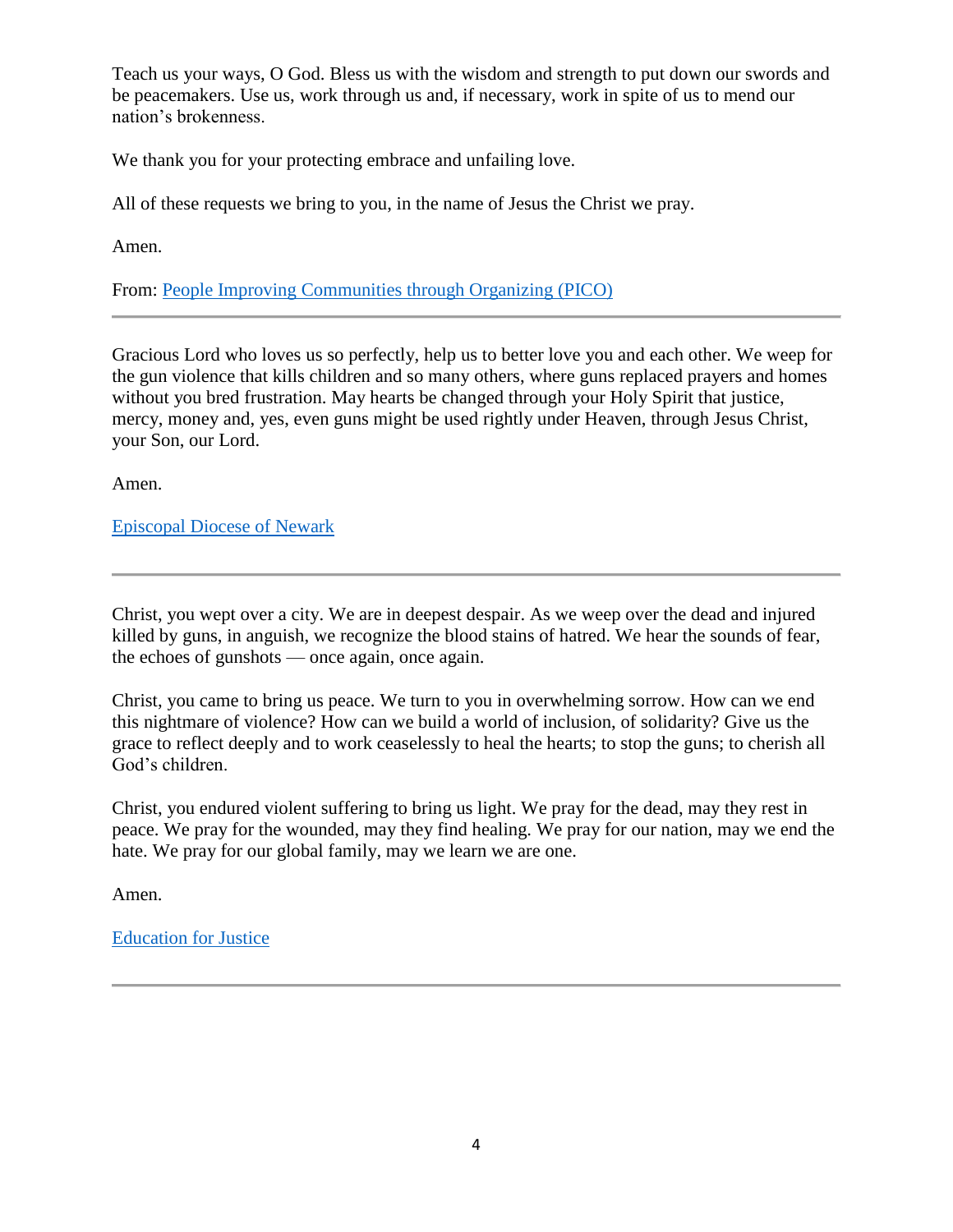Teach us your ways, O God. Bless us with the wisdom and strength to put down our swords and be peacemakers. Use us, work through us and, if necessary, work in spite of us to mend our nation's brokenness.

We thank you for your protecting embrace and unfailing love.

All of these requests we bring to you, in the name of Jesus the Christ we pray.

Amen.

From: People Improving Communities through Organizing (PICO)

---

Gracious Lord who loves us so perfectly, help us to better love you and each other. We weep for the gun violence that kills children and so many others, where guns replaced prayers and homes without you bred frustration. May hearts be changed through your Holy Spirit that justice, mercy, money and, yes, even guns might be used rightly under Heaven, through Jesus Christ, your Son, our Lord.

Amen.

Episcopal Diocese of Newark

---

Christ, you wept over a city. We are in deepest despair. As we weep over the dead and injured killed by guns, in anguish, we recognize the blood stains of hatred. We hear the sounds of fear, the echoes of gunshots — once again, once again.

Christ, you came to bring us peace. We turn to you in overwhelming sorrow. How can we end this nightmare of violence? How can we build a world of inclusion, of solidarity? Give us the grace to reflect deeply and to work ceaselessly to heal the hearts; to stop the guns; to cherish all God's children.

Christ, you endured violent suffering to bring us light. We pray for the dead, may they rest in peace. We pray for the wounded, may they find healing. We pray for our nation, may we end the hate. We pray for our global family, may we learn we are one.

Amen.

Education for Justice

---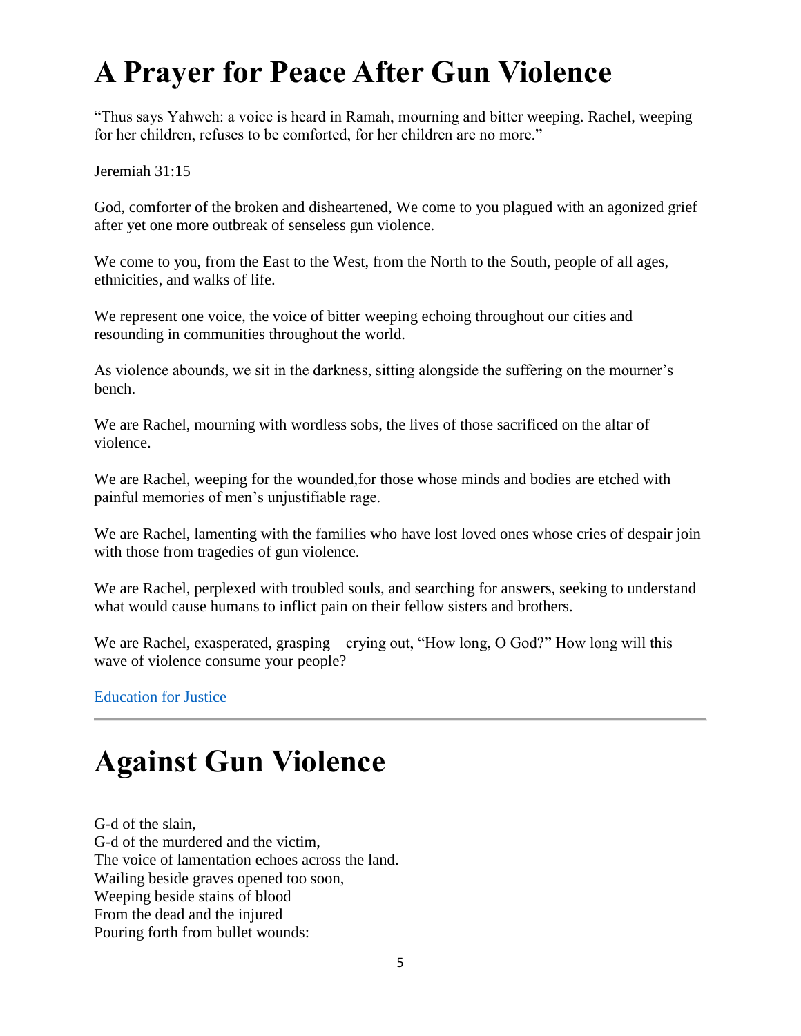# A Prayer for Peace After Gun Violence

"Thus says Yahweh: a voice is heard in Ramah, mourning and bitter weeping. Rachel, weeping for her children, refuses to be comforted, for her children are no more."

Jeremiah 31:15

God, comforter of the broken and disheartened, We come to you plagued with an agonized grief after yet one more outbreak of senseless gun violence.

We come to you, from the East to the West, from the North to the South, people of all ages, ethnicities, and walks of life.

We represent one voice, the voice of bitter weeping echoing throughout our cities and resounding in communities throughout the world.

As violence abounds, we sit in the darkness, sitting alongside the suffering on the mourner's bench.

We are Rachel, mourning with wordless sobs, the lives of those sacrificed on the altar of violence.

We are Rachel, weeping for the wounded,for those whose minds and bodies are etched with painful memories of men's unjustifiable rage.

We are Rachel, lamenting with the families who have lost loved ones whose cries of despair join with those from tragedies of gun violence.

We are Rachel, perplexed with troubled souls, and searching for answers, seeking to understand what would cause humans to inflict pain on their fellow sisters and brothers.

We are Rachel, exasperated, grasping—crying out, "How long, O God?" How long will this wave of violence consume your people?

Education for Justice

---

# Against Gun Violence

G-d of the slain,
G-d of the murdered and the victim,
The voice of lamentation echoes across the land.
Wailing beside graves opened too soon,
Weeping beside stains of blood
From the dead and the injured
Pouring forth from bullet wounds: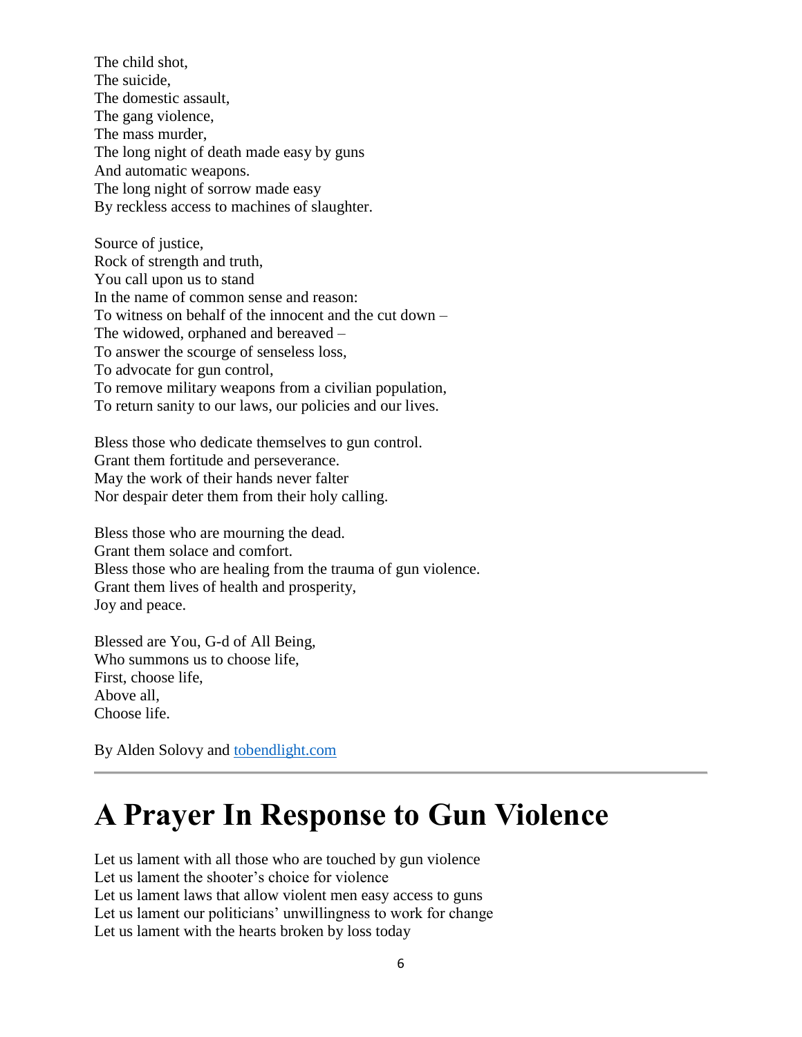The child shot,  
The suicide,  
The domestic assault,  
The gang violence,  
The mass murder,  
The long night of death made easy by guns  
And automatic weapons.  
The long night of sorrow made easy  
By reckless access to machines of slaughter.

Source of justice,  
Rock of strength and truth,  
You call upon us to stand  
In the name of common sense and reason:  
To witness on behalf of the innocent and the cut down –  
The widowed, orphaned and bereaved –  
To answer the scourge of senseless loss,  
To advocate for gun control,  
To remove military weapons from a civilian population,  
To return sanity to our laws, our policies and our lives.

Bless those who dedicate themselves to gun control.  
Grant them fortitude and perseverance.  
May the work of their hands never falter  
Nor despair deter them from their holy calling.

Bless those who are mourning the dead.  
Grant them solace and comfort.  
Bless those who are healing from the trauma of gun violence.  
Grant them lives of health and prosperity,  
Joy and peace.

Blessed are You, G-d of All Being,  
Who summons us to choose life,  
First, choose life,  
Above all,  
Choose life.

By Alden Solovy and [tobendlight.com](tobendlight.com)

---

# A Prayer In Response to Gun Violence

Let us lament with all those who are touched by gun violence  
Let us lament the shooter's choice for violence  
Let us lament laws that allow violent men easy access to guns  
Let us lament our politicians' unwillingness to work for change  
Let us lament with the hearts broken by loss today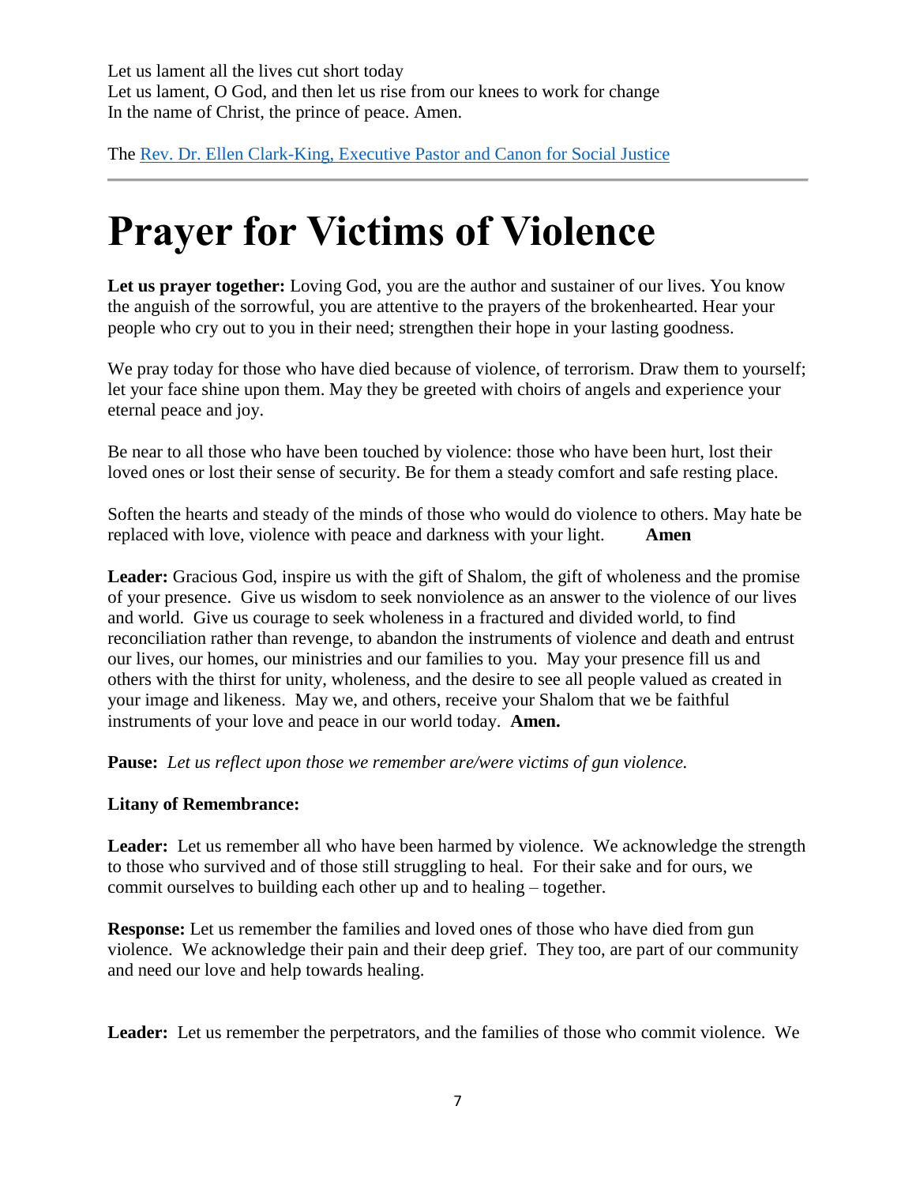Let us lament all the lives cut short today
Let us lament, O God, and then let us rise from our knees to work for change
In the name of Christ, the prince of peace. Amen.

The [Rev. Dr. Ellen Clark-King, Executive Pastor and Canon for Social Justice]

---

# Prayer for Victims of Violence

**Let us prayer together:** Loving God, you are the author and sustainer of our lives. You know the anguish of the sorrowful, you are attentive to the prayers of the brokenhearted. Hear your people who cry out to you in their need; strengthen their hope in your lasting goodness.

We pray today for those who have died because of violence, of terrorism. Draw them to yourself; let your face shine upon them. May they be greeted with choirs of angels and experience your eternal peace and joy.

Be near to all those who have been touched by violence: those who have been hurt, lost their loved ones or lost their sense of security. Be for them a steady comfort and safe resting place.

Soften the hearts and steady of the minds of those who would do violence to others. May hate be replaced with love, violence with peace and darkness with your light. **Amen**

**Leader:** Gracious God, inspire us with the gift of Shalom, the gift of wholeness and the promise of your presence. Give us wisdom to seek nonviolence as an answer to the violence of our lives and world. Give us courage to seek wholeness in a fractured and divided world, to find reconciliation rather than revenge, to abandon the instruments of violence and death and entrust our lives, our homes, our ministries and our families to you. May your presence fill us and others with the thirst for unity, wholeness, and the desire to see all people valued as created in your image and likeness. May we, and others, receive your Shalom that we be faithful instruments of your love and peace in our world today. **Amen.**

**Pause:** *Let us reflect upon those we remember are/were victims of gun violence.*

**Litany of Remembrance:**

**Leader:** Let us remember all who have been harmed by violence. We acknowledge the strength to those who survived and of those still struggling to heal. For their sake and for ours, we commit ourselves to building each other up and to healing – together.

**Response:** Let us remember the families and loved ones of those who have died from gun violence. We acknowledge their pain and their deep grief. They too, are part of our community and need our love and help towards healing.

**Leader:** Let us remember the perpetrators, and the families of those who commit violence. We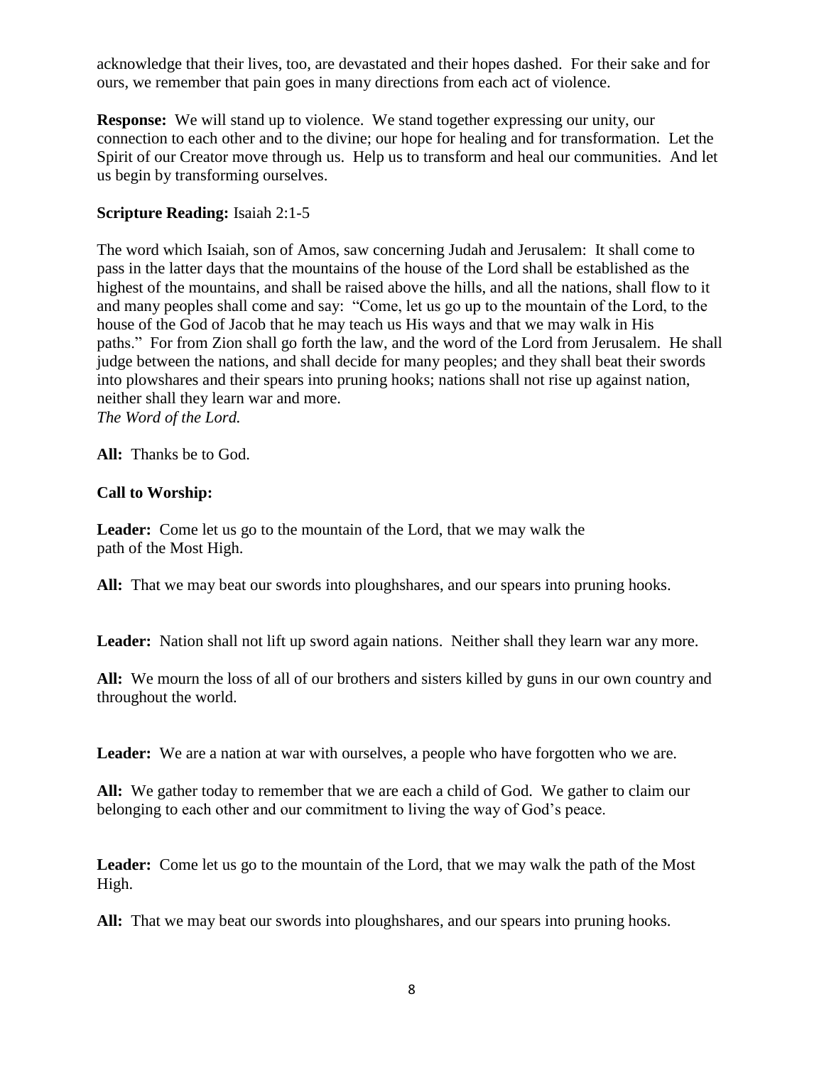acknowledge that their lives, too, are devastated and their hopes dashed. For their sake and for ours, we remember that pain goes in many directions from each act of violence.

**Response:** We will stand up to violence. We stand together expressing our unity, our connection to each other and to the divine; our hope for healing and for transformation. Let the Spirit of our Creator move through us. Help us to transform and heal our communities. And let us begin by transforming ourselves.

**Scripture Reading:** Isaiah 2:1-5

The word which Isaiah, son of Amos, saw concerning Judah and Jerusalem: It shall come to pass in the latter days that the mountains of the house of the Lord shall be established as the highest of the mountains, and shall be raised above the hills, and all the nations, shall flow to it and many peoples shall come and say: "Come, let us go up to the mountain of the Lord, to the house of the God of Jacob that he may teach us His ways and that we may walk in His paths." For from Zion shall go forth the law, and the word of the Lord from Jerusalem. He shall judge between the nations, and shall decide for many peoples; and they shall beat their swords into plowshares and their spears into pruning hooks; nations shall not rise up against nation, neither shall they learn war and more.
*The Word of the Lord.*

**All:** Thanks be to God.

**Call to Worship:**

**Leader:** Come let us go to the mountain of the Lord, that we may walk the path of the Most High.

**All:** That we may beat our swords into ploughshares, and our spears into pruning hooks.

**Leader:** Nation shall not lift up sword again nations. Neither shall they learn war any more.

**All:** We mourn the loss of all of our brothers and sisters killed by guns in our own country and throughout the world.

**Leader:** We are a nation at war with ourselves, a people who have forgotten who we are.

**All:** We gather today to remember that we are each a child of God. We gather to claim our belonging to each other and our commitment to living the way of God's peace.

**Leader:** Come let us go to the mountain of the Lord, that we may walk the path of the Most High.

**All:** That we may beat our swords into ploughshares, and our spears into pruning hooks.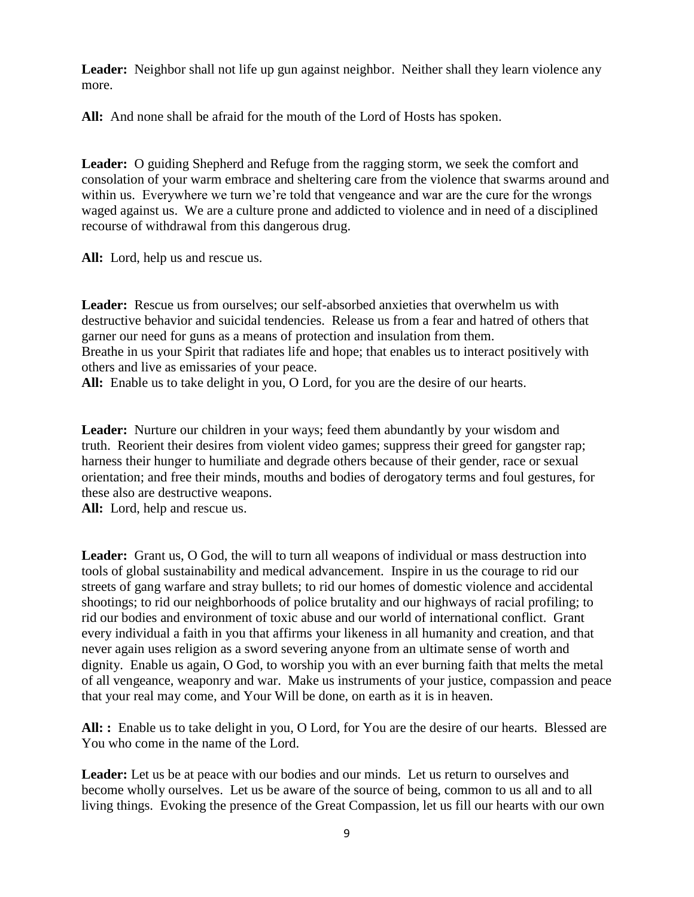**Leader:** Neighbor shall not life up gun against neighbor. Neither shall they learn violence any more.

**All:** And none shall be afraid for the mouth of the Lord of Hosts has spoken.

**Leader:** O guiding Shepherd and Refuge from the ragging storm, we seek the comfort and consolation of your warm embrace and sheltering care from the violence that swarms around and within us. Everywhere we turn we're told that vengeance and war are the cure for the wrongs waged against us. We are a culture prone and addicted to violence and in need of a disciplined recourse of withdrawal from this dangerous drug.

**All:** Lord, help us and rescue us.

**Leader:** Rescue us from ourselves; our self-absorbed anxieties that overwhelm us with destructive behavior and suicidal tendencies. Release us from a fear and hatred of others that garner our need for guns as a means of protection and insulation from them.
Breathe in us your Spirit that radiates life and hope; that enables us to interact positively with others and live as emissaries of your peace.

**All:** Enable us to take delight in you, O Lord, for you are the desire of our hearts.

**Leader:** Nurture our children in your ways; feed them abundantly by your wisdom and truth. Reorient their desires from violent video games; suppress their greed for gangster rap; harness their hunger to humiliate and degrade others because of their gender, race or sexual orientation; and free their minds, mouths and bodies of derogatory terms and foul gestures, for these also are destructive weapons.

**All:** Lord, help and rescue us.

**Leader:** Grant us, O God, the will to turn all weapons of individual or mass destruction into tools of global sustainability and medical advancement. Inspire in us the courage to rid our streets of gang warfare and stray bullets; to rid our homes of domestic violence and accidental shootings; to rid our neighborhoods of police brutality and our highways of racial profiling; to rid our bodies and environment of toxic abuse and our world of international conflict. Grant every individual a faith in you that affirms your likeness in all humanity and creation, and that never again uses religion as a sword severing anyone from an ultimate sense of worth and dignity. Enable us again, O God, to worship you with an ever burning faith that melts the metal of all vengeance, weaponry and war. Make us instruments of your justice, compassion and peace that your real may come, and Your Will be done, on earth as it is in heaven.

**All: :** Enable us to take delight in you, O Lord, for You are the desire of our hearts. Blessed are You who come in the name of the Lord.

**Leader:** Let us be at peace with our bodies and our minds. Let us return to ourselves and become wholly ourselves. Let us be aware of the source of being, common to us all and to all living things. Evoking the presence of the Great Compassion, let us fill our hearts with our own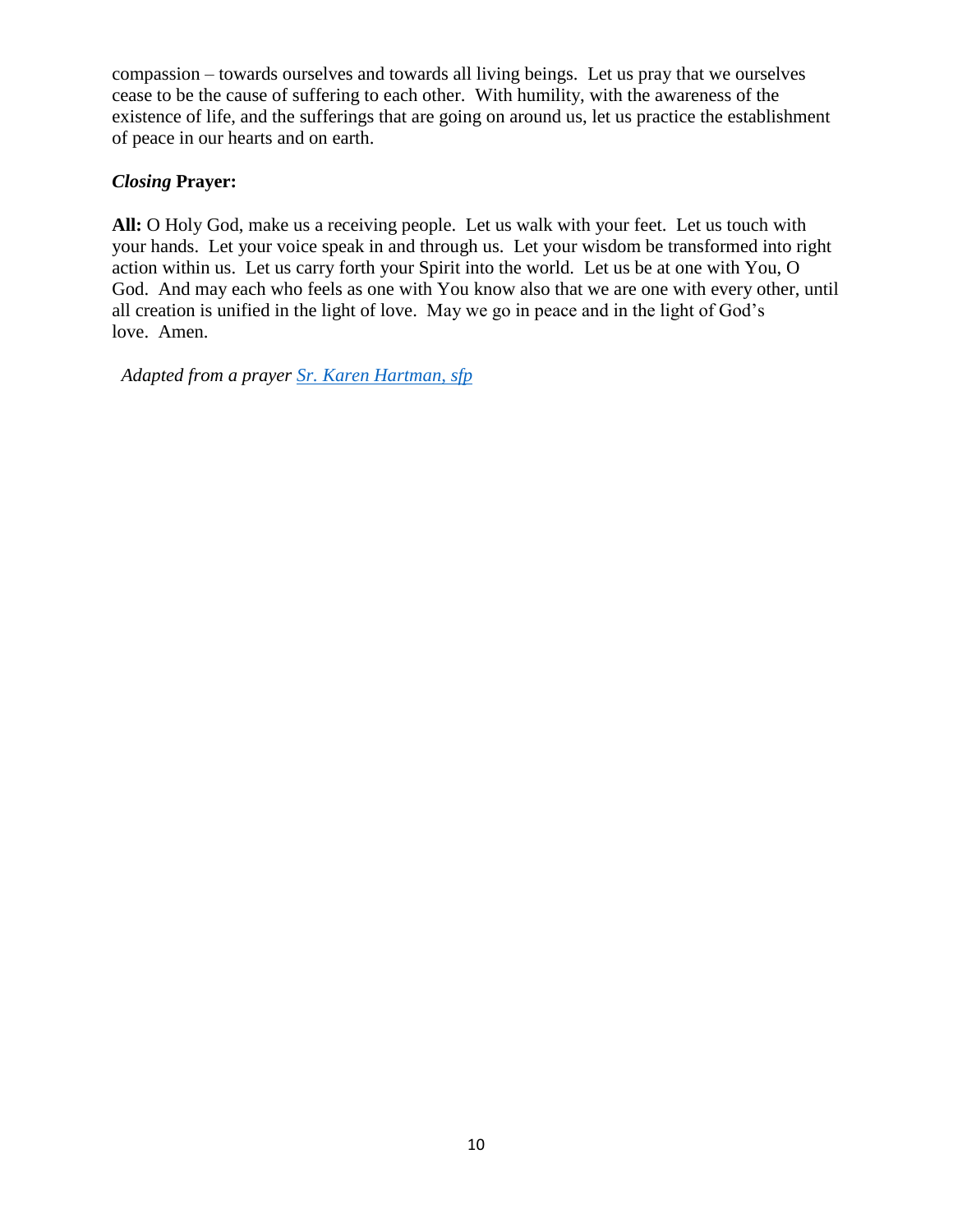compassion – towards ourselves and towards all living beings. Let us pray that we ourselves cease to be the cause of suffering to each other. With humility, with the awareness of the existence of life, and the sufferings that are going on around us, let us practice the establishment of peace in our hearts and on earth.

***Closing* Prayer:**

**All:** O Holy God, make us a receiving people. Let us walk with your feet. Let us touch with your hands. Let your voice speak in and through us. Let your wisdom be transformed into right action within us. Let us carry forth your Spirit into the world. Let us be at one with You, O God. And may each who feels as one with You know also that we are one with every other, until all creation is unified in the light of love. May we go in peace and in the light of God's love. Amen.

*Adapted from a prayer Sr. Karen Hartman, sfp*